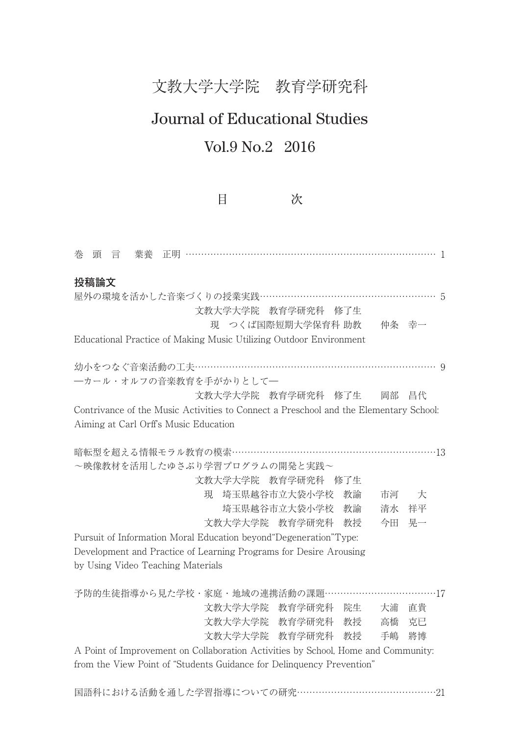# 文教大学大学院　教育学研究科

# Journal of Educational Studies

# Vol.9 No.2　2016

## 目　　　　次

巻　頭　言　　葉養　正明 ……………………………………………………………………………… 1

### 投稿論文

屋外の環境を活かした音楽づくりの授業実践……………………………………………………… 5

文教大学大学院　教育学研究科　修了生
現　つくば国際短期大学保育科 助教　　仲条　幸一

Educational Practice of Making Music Utilizing Outdoor Environment

幼小をつなぐ音楽活動の工夫…………………………………………………………………… 9
―カール・オルフの音楽教育を手がかりとして―

文教大学大学院　教育学研究科　修了生　　岡部　昌代

Contrivance of the Music Activities to Connect a Preschool and the Elementary School: Aiming at Carl Orff's Music Education

暗転型を超える情報モラル教育の模索………………………………………………………………13
～映像教材を活用したゆさぶり学習プログラムの開発と実践～

文教大学大学院　教育学研究科　修了生
現　埼玉県越谷市立大袋小学校　教諭　　市河　　大
埼玉県越谷市立大袋小学校　教諭　　清水　祥平
文教大学大学院　教育学研究科　教授　　今田　晃一

Pursuit of Information Moral Education beyond"Degeneration"Type:
Development and Practice of Learning Programs for Desire Arousing
by Using Video Teaching Materials

予防的生徒指導から見た学校・家庭・地域の連携活動の課題………………………………17

文教大学大学院　教育学研究科　院生　　大浦　直貴
文教大学大学院　教育学研究科　教授　　高橋　克已
文教大学大学院　教育学研究科　教授　　手嶋　將博

A Point of Improvement on Collaboration Activities by School, Home and Community: from the View Point of "Students Guidance for Delinquency Prevention"

国語科における活動を通した学習指導についての研究………………………………………21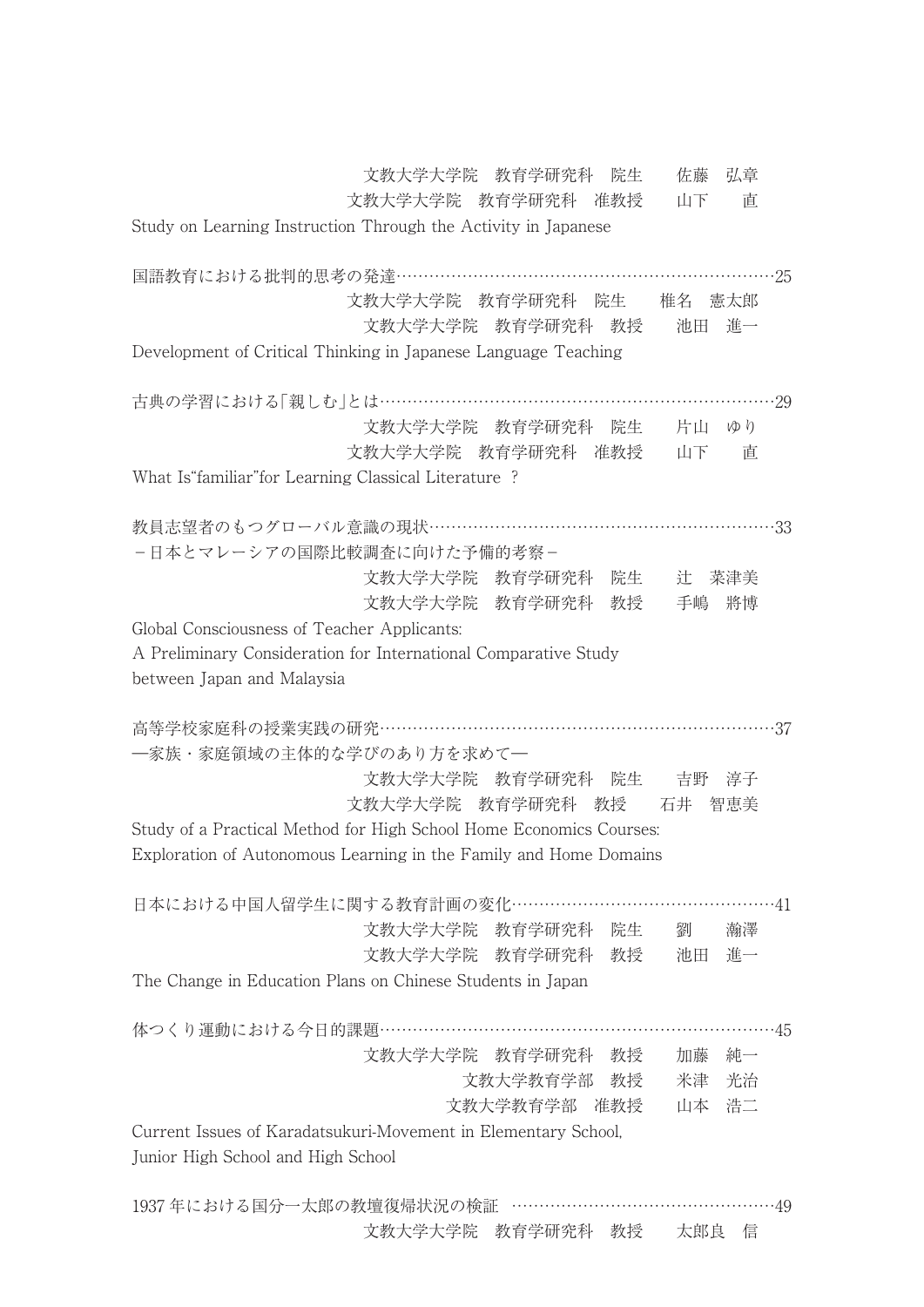文教大学大学院　教育学研究科　院生　　佐藤　弘章
文教大学大学院　教育学研究科　准教授　　山下　　直

Study on Learning Instruction Through the Activity in Japanese

国語教育における批判的思考の発達……………………………………………………………25

文教大学大学院　教育学研究科　院生　　椎名　憲太郎
文教大学大学院　教育学研究科　教授　　池田　進一

Development of Critical Thinking in Japanese Language Teaching

古典の学習における「親しむ」とは………………………………………………………………29

文教大学大学院　教育学研究科　院生　　片山　ゆり
文教大学大学院　教育学研究科　准教授　　山下　　直

What Is"familiar"for Learning Classical Literature ?

教員志望者のもつグローバル意識の現状…………………………………………………………33
－日本とマレーシアの国際比較調査に向けた予備的考察－

文教大学大学院　教育学研究科　院生　　辻　菜津美
文教大学大学院　教育学研究科　教授　　手嶋　將博

Global Consciousness of Teacher Applicants:
A Preliminary Consideration for International Comparative Study
between Japan and Malaysia

高等学校家庭科の授業実践の研究…………………………………………………………………37
―家族・家庭領域の主体的な学びのあり方を求めて―

文教大学大学院　教育学研究科　院生　　吉野　淳子
文教大学大学院　教育学研究科　教授　　石井　智恵美

Study of a Practical Method for High School Home Economics Courses:
Exploration of Autonomous Learning in the Family and Home Domains

日本における中国人留学生に関する教育計画の変化……………………………………………41

文教大学大学院　教育学研究科　院生　　劉　　瀚澤
文教大学大学院　教育学研究科　教授　　池田　進一

The Change in Education Plans on Chinese Students in Japan

体つくり運動における今日的課題…………………………………………………………………45

文教大学大学院　教育学研究科　教授　　加藤　純一
文教大学教育学部　教授　　米津　光治
文教大学教育学部　准教授　　山本　浩二

Current Issues of Karadatsukuri-Movement in Elementary School,
Junior High School and High School

1937 年における国分一太郎の教壇復帰状況の検証　…………………………………………49

文教大学大学院　教育学研究科　教授　　太郎良　信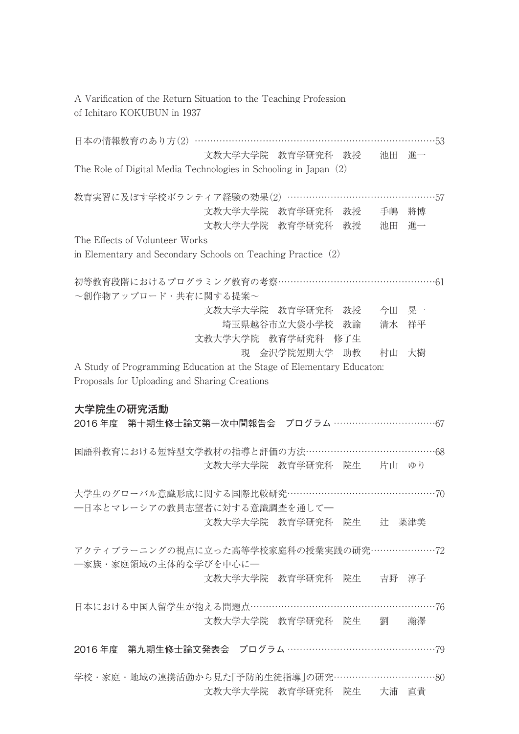A Varification of the Return Situation to the Teaching Profession
of Ichitaro KOKUBUN in 1937

日本の情報教育のあり方(2) ……………………………………………………………………53
文教大学大学院　教育学研究科　教授　　池田　進一
The Role of Digital Media Technologies in Schooling in Japan（2）

教育実習に及ぼす学校ボランティア経験の効果(2) …………………………………………57
文教大学大学院　教育学研究科　教授　　手嶋　將博
文教大学大学院　教育学研究科　教授　　池田　進一
The Effects of Volunteer Works
in Elementary and Secondary Schools on Teaching Practice（2）

初等教育段階におけるプログラミング教育の考察……………………………………………61
～創作物アップロード・共有に関する提案～
文教大学大学院　教育学研究科　教授　　今田　晃一
埼玉県越谷市立大袋小学校　教諭　　清水　祥平
文教大学大学院　教育学研究科　修了生
現　金沢学院短期大学　助教　　村山　大樹
A Study of Programming Education at the Stage of Elementary Educaton:
Proposals for Uploading and Sharing Creations

## 大学院生の研究活動

**2016 年度　第十期生修士論文第一次中間報告会　プログラム ……………………………67**

国語科教育における短詩型文学教材の指導と評価の方法……………………………………68
文教大学大学院　教育学研究科　院生　　片山　ゆり

大学生のグローバル意識形成に関する国際比較研究…………………………………………70
―日本とマレーシアの教員志望者に対する意識調査を通して―
文教大学大学院　教育学研究科　院生　　辻　菜津美

アクティブラーニングの視点に立った高等学校家庭科の授業実践の研究…………………72
―家族・家庭領域の主体的な学びを中心に―
文教大学大学院　教育学研究科　院生　　吉野　淳子

日本における中国人留学生が抱える問題点……………………………………………………76
文教大学大学院　教育学研究科　院生　　劉　　瀚澤

**2016 年度　第九期生修士論文発表会　プログラム …………………………………………79**

学校・家庭・地域の連携活動から見た「予防的生徒指導」の研究……………………………80
文教大学大学院　教育学研究科　院生　　大浦　直貴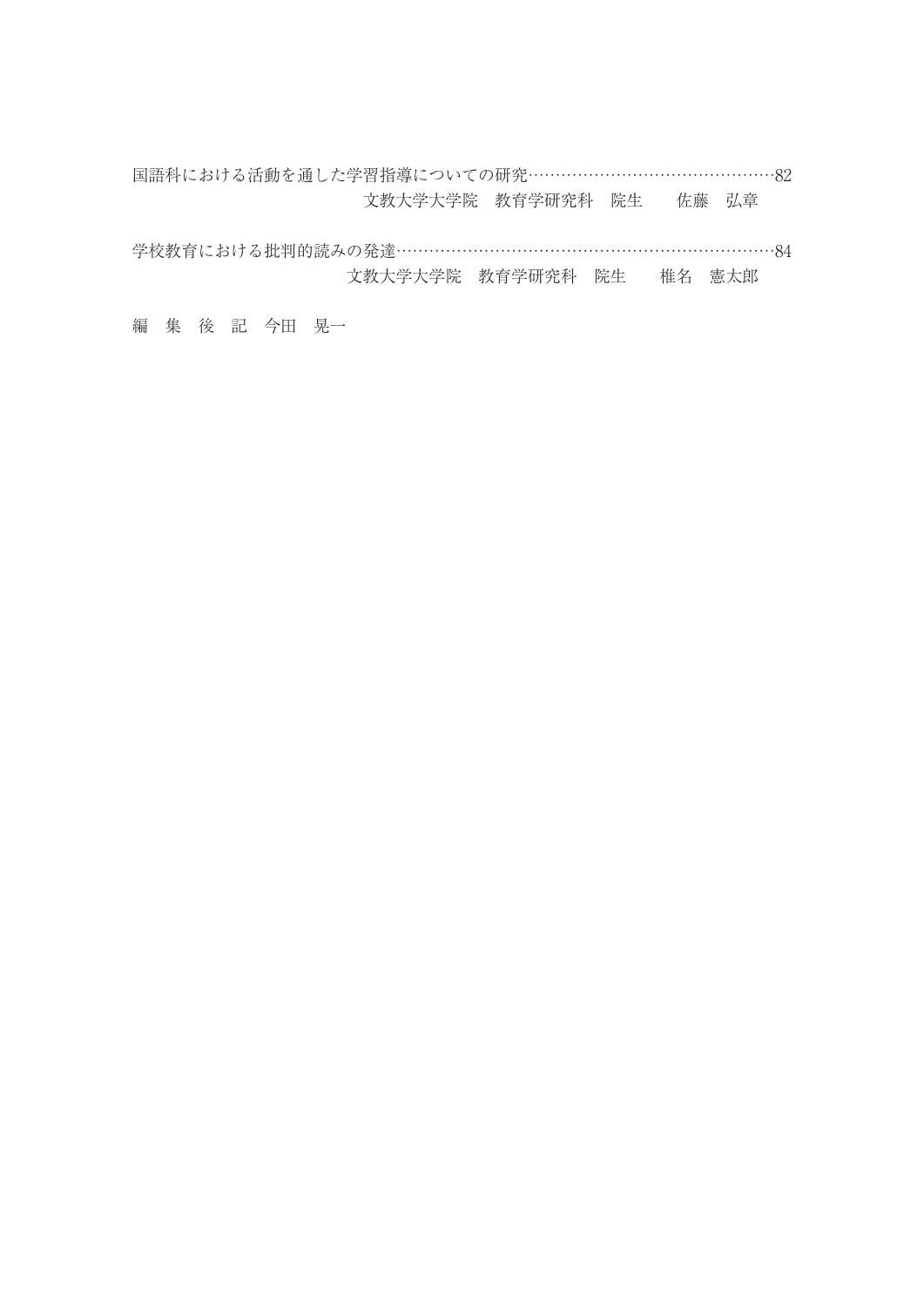国語科における活動を通した学習指導についての研究……………………………………………82
文教大学大学院　教育学研究科　院生　　佐藤　弘章

学校教育における批判的読みの発達………………………………………………………………84
文教大学大学院　教育学研究科　院生　　椎名　憲太郎

編　集　後　記　今田　晃一